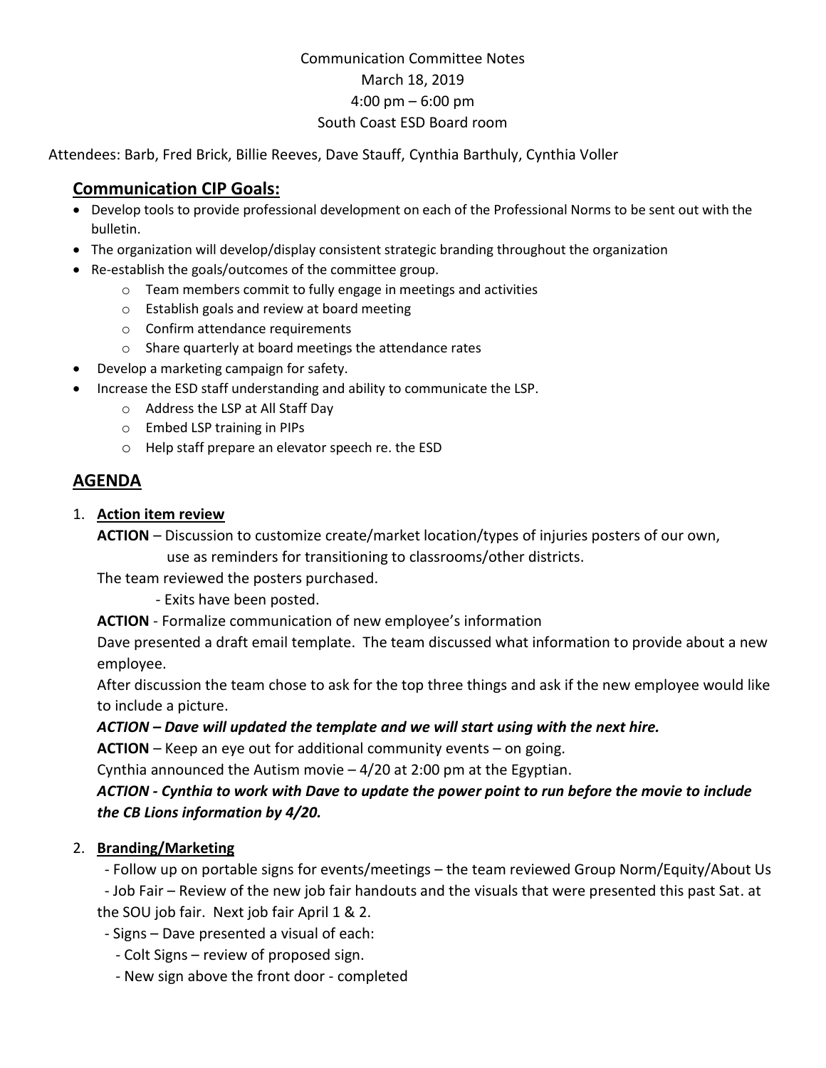Communication Committee Notes
March 18, 2019
4:00 pm – 6:00 pm
South Coast ESD Board room

Attendees: Barb, Fred Brick, Billie Reeves, Dave Stauff, Cynthia Barthuly, Cynthia Voller

## Communication CIP Goals:

- Develop tools to provide professional development on each of the Professional Norms to be sent out with the bulletin.
- The organization will develop/display consistent strategic branding throughout the organization
- Re-establish the goals/outcomes of the committee group.
  - Team members commit to fully engage in meetings and activities
  - Establish goals and review at board meeting
  - Confirm attendance requirements
  - Share quarterly at board meetings the attendance rates
- Develop a marketing campaign for safety.
- Increase the ESD staff understanding and ability to communicate the LSP.
  - Address the LSP at All Staff Day
  - Embed LSP training in PIPs
  - Help staff prepare an elevator speech re. the ESD

## AGENDA

1. **Action item review**

   **ACTION** – Discussion to customize create/market location/types of injuries posters of our own, use as reminders for transitioning to classrooms/other districts.

   The team reviewed the posters purchased.

   - Exits have been posted.

   **ACTION** - Formalize communication of new employee's information

   Dave presented a draft email template. The team discussed what information to provide about a new employee.

   After discussion the team chose to ask for the top three things and ask if the new employee would like to include a picture.

   ***ACTION – Dave will updated the template and we will start using with the next hire.***

   **ACTION** – Keep an eye out for additional community events – on going.

   Cynthia announced the Autism movie – 4/20 at 2:00 pm at the Egyptian.

   ***ACTION - Cynthia to work with Dave to update the power point to run before the movie to include the CB Lions information by 4/20.***

2. **Branding/Marketing**

   - Follow up on portable signs for events/meetings – the team reviewed Group Norm/Equity/About Us
   - Job Fair – Review of the new job fair handouts and the visuals that were presented this past Sat. at the SOU job fair. Next job fair April 1 & 2.
   - Signs – Dave presented a visual of each:
     - Colt Signs – review of proposed sign.
     - New sign above the front door - completed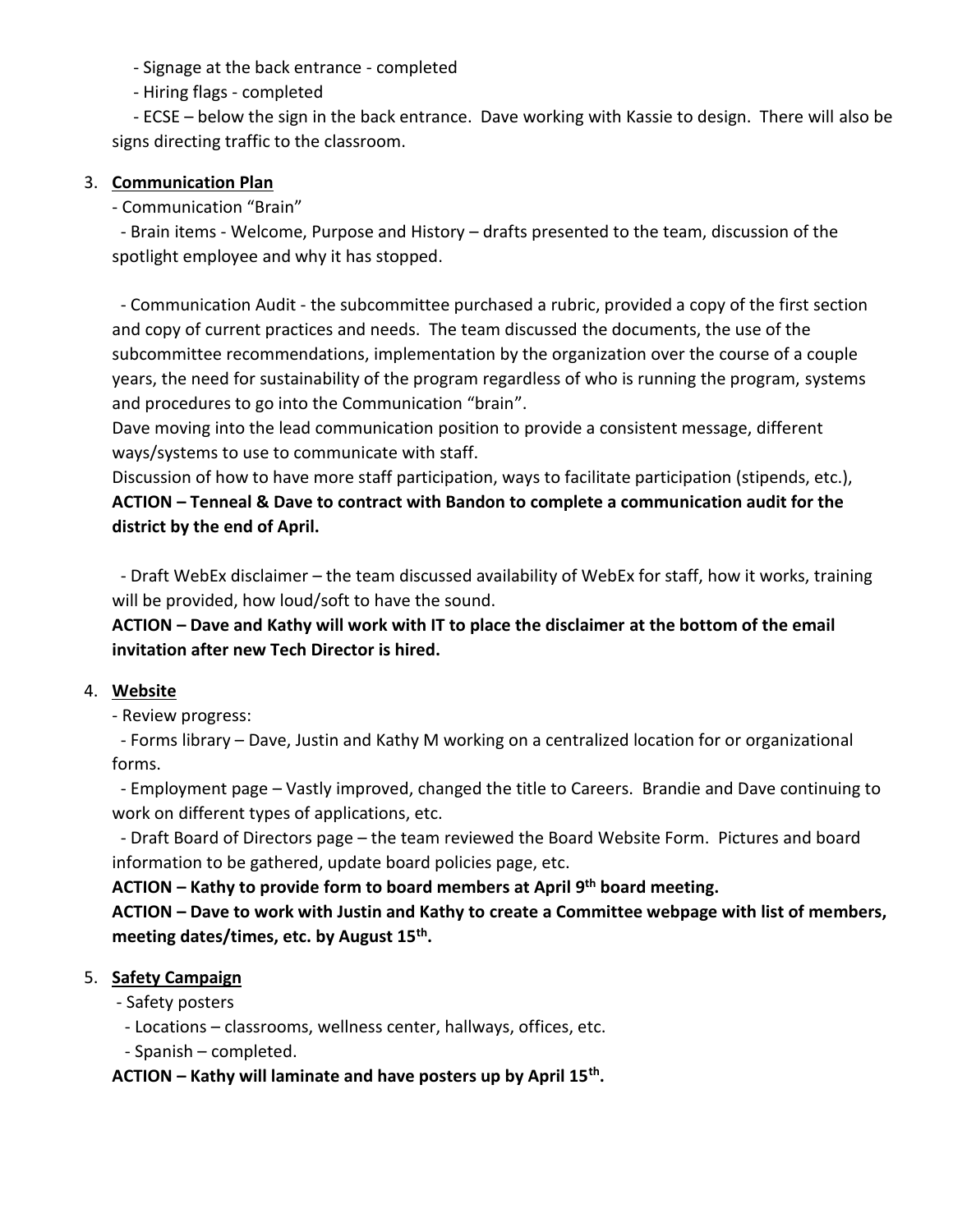- Signage at the back entrance - completed
- Hiring flags - completed
- ECSE – below the sign in the back entrance. Dave working with Kassie to design. There will also be signs directing traffic to the classroom.

3. **<u>Communication Plan</u>**

   - Communication "Brain"
     - Brain items - Welcome, Purpose and History – drafts presented to the team, discussion of the spotlight employee and why it has stopped.

     - Communication Audit - the subcommittee purchased a rubric, provided a copy of the first section and copy of current practices and needs. The team discussed the documents, the use of the subcommittee recommendations, implementation by the organization over the course of a couple years, the need for sustainability of the program regardless of who is running the program, systems and procedures to go into the Communication "brain".

   Dave moving into the lead communication position to provide a consistent message, different ways/systems to use to communicate with staff.

   Discussion of how to have more staff participation, ways to facilitate participation (stipends, etc.),

   **ACTION – Tenneal & Dave to contract with Bandon to complete a communication audit for the district by the end of April.**

     - Draft WebEx disclaimer – the team discussed availability of WebEx for staff, how it works, training will be provided, how loud/soft to have the sound.

   **ACTION – Dave and Kathy will work with IT to place the disclaimer at the bottom of the email invitation after new Tech Director is hired.**

4. **<u>Website</u>**

   - Review progress:
     - Forms library – Dave, Justin and Kathy M working on a centralized location for or organizational forms.
     - Employment page – Vastly improved, changed the title to Careers. Brandie and Dave continuing to work on different types of applications, etc.
     - Draft Board of Directors page – the team reviewed the Board Website Form. Pictures and board information to be gathered, update board policies page, etc.

   **ACTION – Kathy to provide form to board members at April 9th board meeting.**

   **ACTION – Dave to work with Justin and Kathy to create a Committee webpage with list of members, meeting dates/times, etc. by August 15th.**

5. **<u>Safety Campaign</u>**

   - Safety posters
     - Locations – classrooms, wellness center, hallways, offices, etc.
     - Spanish – completed.

   **ACTION – Kathy will laminate and have posters up by April 15th.**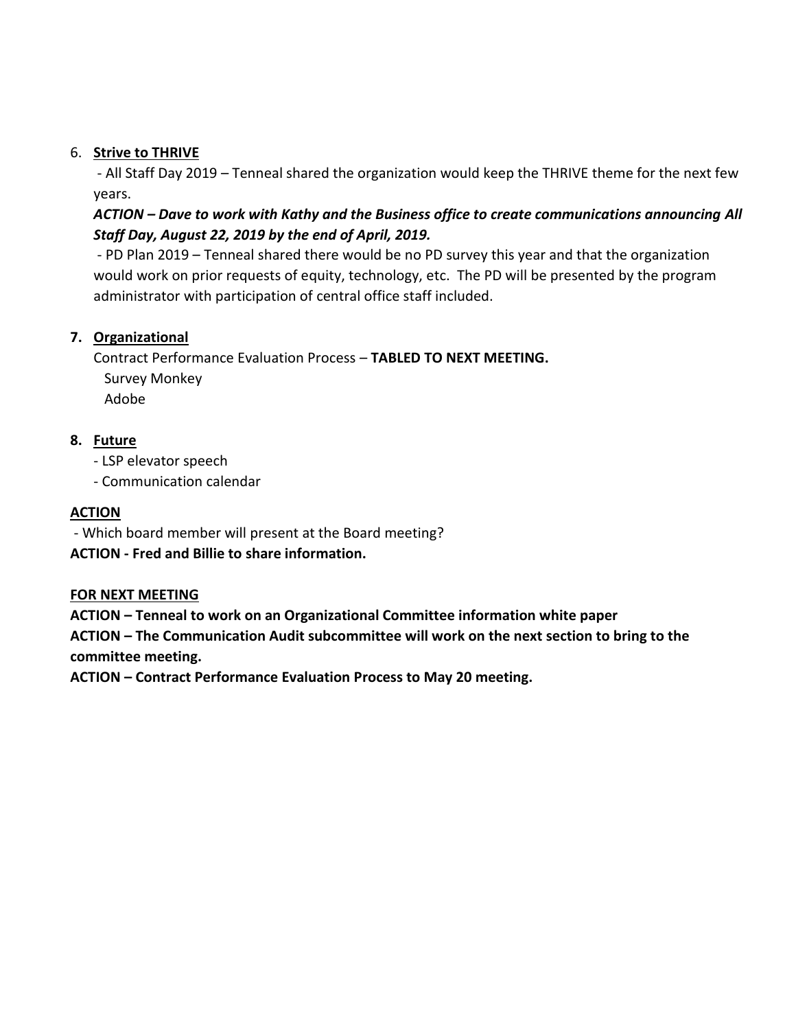6. **Strive to THRIVE**

   - All Staff Day 2019 – Tenneal shared the organization would keep the THRIVE theme for the next few years.

   ***ACTION – Dave to work with Kathy and the Business office to create communications announcing All Staff Day, August 22, 2019 by the end of April, 2019.***

   - PD Plan 2019 – Tenneal shared there would be no PD survey this year and that the organization would work on prior requests of equity, technology, etc. The PD will be presented by the program administrator with participation of central office staff included.

7. **Organizational**

   Contract Performance Evaluation Process – **TABLED TO NEXT MEETING.**

   Survey Monkey

   Adobe

8. **Future**

   - LSP elevator speech
   - Communication calendar

**ACTION**

- Which board member will present at the Board meeting?

**ACTION - Fred and Billie to share information.**

**FOR NEXT MEETING**

**ACTION – Tenneal to work on an Organizational Committee information white paper**

**ACTION – The Communication Audit subcommittee will work on the next section to bring to the committee meeting.**

**ACTION – Contract Performance Evaluation Process to May 20 meeting.**